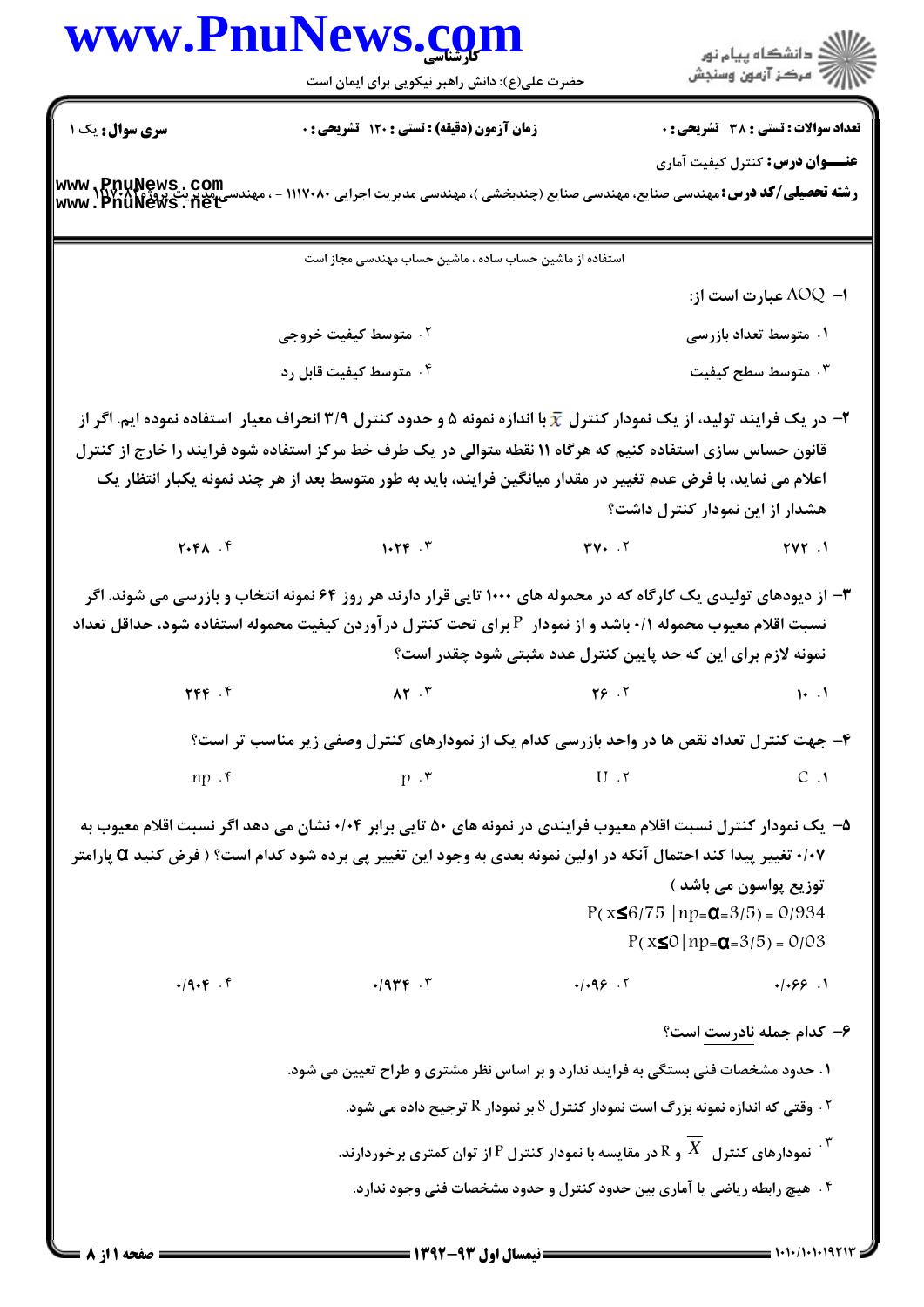استفاده از ماشین حساب ساده ، ماشین حساب مهندسی مجاز است

**سری سوال:** یک ۱ | **زمان آزمون (دقیقه) :** تستی : ۱۲۰ تشریحی : ۰ | **تعداد سوالات :** تستی : ۳۸ تشریحی : ۰

**عنـــوان درس:** کنترل کیفیت آماری

**رشته تحصیلی/کد درس:** مهندسی صنایع، مهندسی صنایع (چندبخشی )، مهندسی مدیریت اجرایی ۱۱۱۷۰۸۰ - ، مهندسی مدیریت پروژه ۱۱۱۷۰۸۰

۱- AOQ عبارت است از:

۱. متوسط تعداد بازرسی

۲. متوسط کیفیت خروجی

۳. متوسط سطح کیفیت

۴. متوسط کیفیت قابل رد

۲- در یک فرایند تولید، از یک نمودار کنترل $\bar{x}$ با اندازه نمونه ۵ و حدود کنترل ۳/۹ انحراف معیار استفاده نموده ایم. اگر از قانون حساس سازی استفاده کنیم که هرگاه ۱۱ نقطه متوالی در یک طرف خط مرکز استفاده شود فرایند را خارج از کنترل اعلام می نماید، با فرض عدم تغییر در مقدار میانگین فرایند، باید به طور متوسط بعد از هر چند نمونه یکبار انتظار یک هشدار از این نمودار کنترل داشت؟

۱. ۲۷۲

۲. ۳۷۰

۳. ۱۰۲۴

۴. ۲۰۴۸

۳- از دیودهای تولیدی یک کارگاه که در محموله های ۱۰۰۰ تایی قرار دارند هر روز ۶۴ نمونه انتخاب و بازرسی می شوند. اگر نسبت اقلام معیوب محموله ۰/۱ باشد و از نمودار P برای تحت کنترل درآوردن کیفیت محموله استفاده شود، حداقل تعداد نمونه لازم برای این که حد پایین کنترل عدد مثبتی شود چقدر است؟

۱. ۱۰

۲. ۲۶

۳. ۸۲

۴. ۲۴۴

۴- جهت کنترل تعداد نقص ها در واحد بازرسی کدام یک از نمودارهای کنترل وصفی زیر مناسب تر است؟

۱. C

۲. U

۳. p

۴. np

۵- یک نمودار کنترل نسبت اقلام معیوب فرایندی در نمونه های ۵۰ تایی برابر ۰/۰۴ نشان می دهد اگر نسبت اقلام معیوب به ۰/۰۷ تغییر پیدا کند احتمال آنکه در اولین نمونه بعدی به وجود این تغییر پی برده شود کدام است؟ ( فرض کنید $\alpha$ پارامتر توزیع پواسون می باشد )

$P(x \le 6/75 \mid np = \alpha = 3/5) = 0/934$

$P(x \le 0 \mid np = \alpha = 3/5) = 0/03$

۱. ۰/۰۶۶

۲. ۰/۰۹۶

۳. ۰/۹۳۴

۴. ۰/۹۰۴

۶- کدام جمله نادرست است؟

۱. حدود مشخصات فنی بستگی به فرایند ندارد و بر اساس نظر مشتری و طراح تعیین می شود.

۲. وقتی که اندازه نمونه بزرگ است نمودار کنترل S بر نمودار R ترجیح داده می شود.

۳. نمودارهای کنترل $\overline{X}$ و R در مقایسه با نمودار کنترل P از توان کمتری برخوردارند.

۴. هیچ رابطه ریاضی یا آماری بین حدود کنترل و حدود مشخصات فنی وجود ندارد.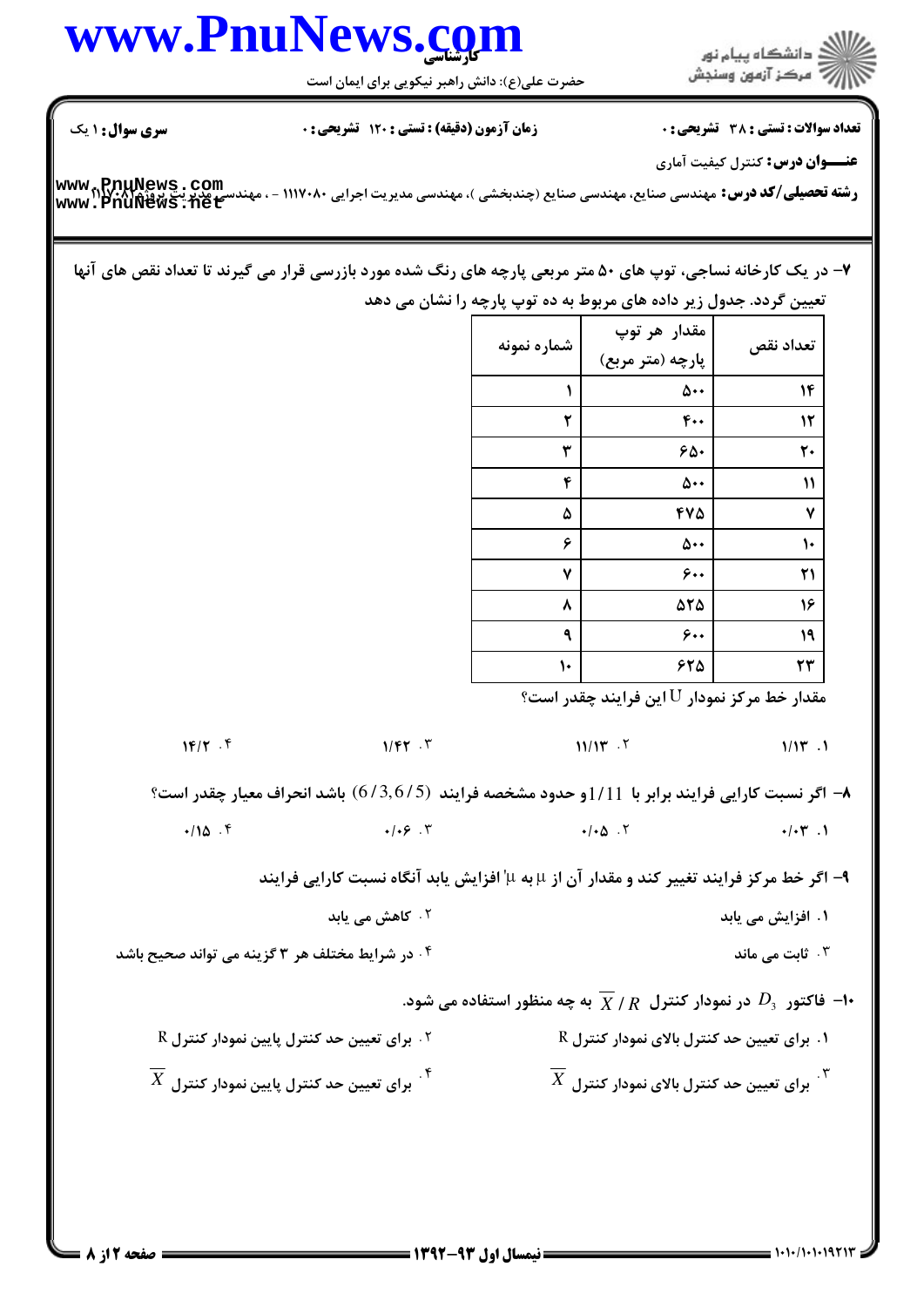**سری سوال:** ۱ یک | **زمان آزمون (دقیقه) : تستی : ۱۲۰ تشریحی : ۰** | **تعداد سوالات : تستی : ۳۸ تشریحی : ۰**

**عنـــوان درس:** کنترل کیفیت آماری

**رشته تحصیلی/کد درس:** مهندسی صنایع، مهندسی صنایع (چندبخشی )، مهندسی مدیریت اجرایی ۱۱۱۷۰۸۰ - ، مهندسی مدیریت پروژه ۱۱۱۷۰۸۱

۷- در یک کارخانه نساجی، توپ های ۵۰ متر مربعی پارچه های رنگ شده مورد بازرسی قرار می گیرند تا تعداد نقص های آنها تعیین گردد. جدول زیر داده های مربوط به ده توپ پارچه را نشان می دهد

| شماره نمونه | مقدار هر توپ پارچه (متر مربع) | تعداد نقص |
|---|---|---|
| ۱ | ۵۰۰ | ۱۴ |
| ۲ | ۴۰۰ | ۱۲ |
| ۳ | ۶۵۰ | ۲۰ |
| ۴ | ۵۰۰ | ۱۱ |
| ۵ | ۴۷۵ | ۷ |
| ۶ | ۵۰۰ | ۱۰ |
| ۷ | ۶۰۰ | ۲۱ |
| ۸ | ۵۲۵ | ۱۶ |
| ۹ | ۶۰۰ | ۱۹ |
| ۱۰ | ۶۲۵ | ۲۳ |

مقدار خط مرکز نمودار U این فرایند چقدر است؟

۱. ۱/۱۳ 　　۲. ۱۱/۱۳ 　　۳. ۱/۴۲ 　　۴. ۱۴/۲

۸- اگر نسبت کارایی فرایند برابر با $1/11$ و حدود مشخصه فرایند $(6/3, 6/5)$ باشد انحراف معیار چقدر است؟

۱. ۰/۰۳ 　　۲. ۰/۰۵ 　　۳. ۰/۰۶ 　　۴. ۰/۱۵

۹- اگر خط مرکز فرایند تغییر کند و مقدار آن از $\mu$ به $\mu'$ افزایش یابد آنگاه نسبت کارایی فرایند

۱. افزایش می یابد 　　۲. کاهش می یابد

۳. ثابت می ماند 　　۴. در شرایط مختلف هر ۳ گزینه می تواند صحیح باشد

۱۰- فاکتور $D_3$ در نمودار کنترل $\overline{X} / R$ به چه منظور استفاده می شود.

۱. برای تعیین حد کنترل بالای نمودار کنترل R 　　۲. برای تعیین حد کنترل پایین نمودار کنترل R

۳. برای تعیین حد کنترل بالای نمودار کنترل $\overline{X}$ 　　۴. برای تعیین حد کنترل پایین نمودار کنترل $\overline{X}$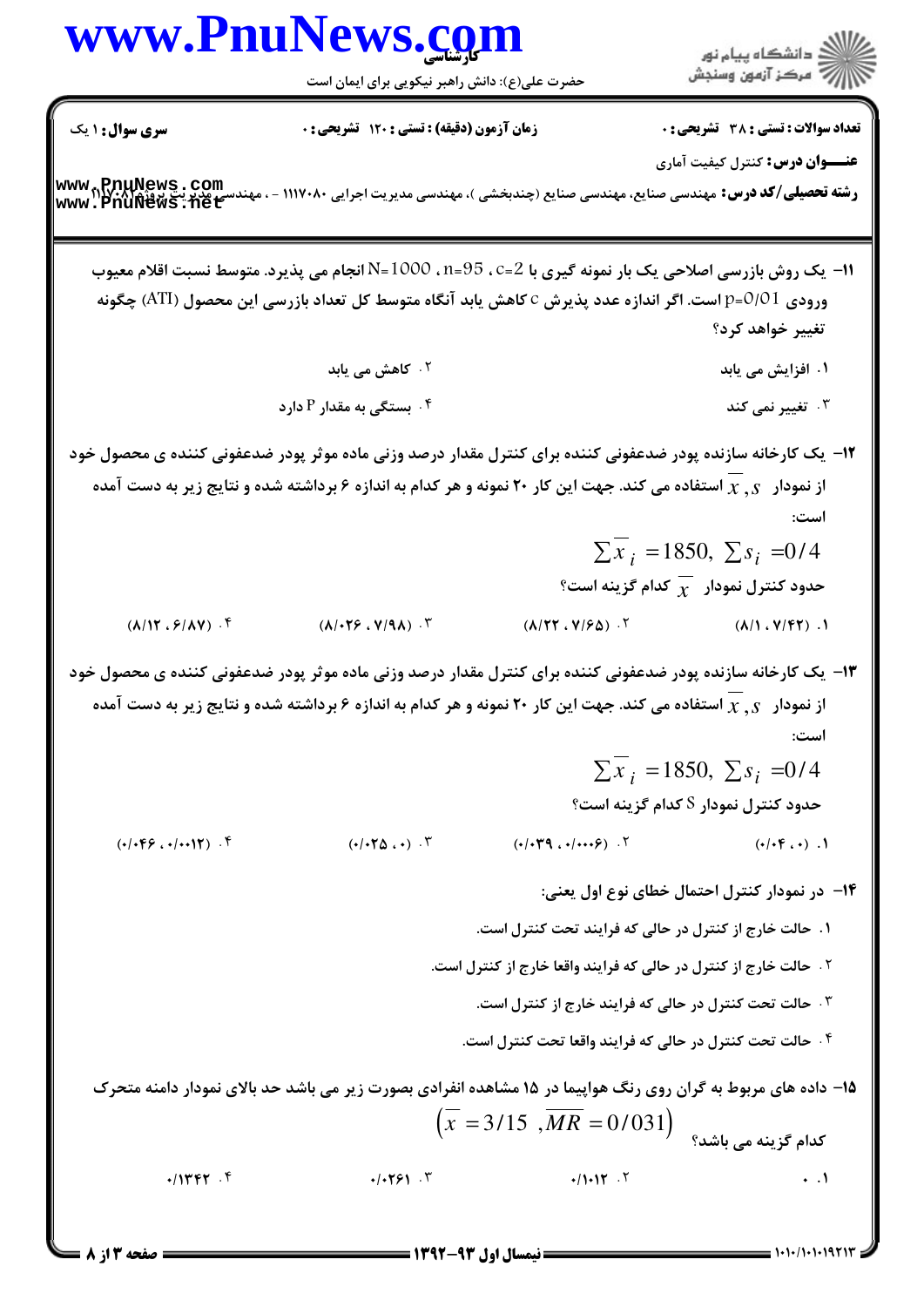۱۱- یک روش بازرسی اصلاحی یک بار نمونه گیری با $c=2$ ، $n=95$ ، $N=1000$ انجام می پذیرد. متوسط نسبت اقلام معیوب ورودی $p=0/01$ است. اگر اندازه عدد پذیرش c کاهش یابد آنگاه متوسط کل تعداد بازرسی این محصول (ATI) چگونه تغییر خواهد کرد؟

۱. افزایش می یابد

۲. کاهش می یابد

۳. تغییر نمی کند

۴. بستگی به مقدار P دارد

۱۲- یک کارخانه سازنده پودر ضدعفونی کننده برای کنترل مقدار درصد وزنی ماده موثر پودر ضدعفونی کننده ی محصول خود از نمودار $\bar{x}$ , $s$ استفاده می کند. جهت این کار ۲۰ نمونه و هر کدام به اندازه ۶ برداشته شده و نتایج زیر به دست آمده است:

$$\sum \bar{x}_i = 1850, \ \sum s_i = 0/4$$

حدود کنترل نمودار $\bar{x}$ کدام گزینه است؟

۱. (۷/۴۲ ، ۸/۱)

۲. (۷/۶۵ ، ۸/۲۲)

۳. (۷/۹۸ ، ۸/۰۲۶)

۴. (۶/۸۷ ، ۸/۱۲)

۱۳- یک کارخانه سازنده پودر ضدعفونی کننده برای کنترل مقدار درصد وزنی ماده موثر پودر ضدعفونی کننده ی محصول خود از نمودار $\bar{x}$ , $s$ استفاده می کند. جهت این کار ۲۰ نمونه و هر کدام به اندازه ۶ برداشته شده و نتایج زیر به دست آمده است:

$$\sum \bar{x}_i = 1850, \ \sum s_i = 0/4$$

حدود کنترل نمودار S کدام گزینه است؟

۱. (۰ ، ۰/۰۴)

۲. (۰/۰۰۰۶ ، ۰/۰۳۹)

۳. (۰ ، ۰/۰۲۵)

۴. (۰/۰۰۱۲ ، ۰/۰۴۶)

۱۴- در نمودار کنترل احتمال خطای نوع اول یعنی:

۱. حالت خارج از کنترل در حالی که فرایند تحت کنترل است.

۲. حالت خارج از کنترل در حالی که فرایند واقعا خارج از کنترل است.

۳. حالت تحت کنترل در حالی که فرایند خارج از کنترل است.

۴. حالت تحت کنترل در حالی که فرایند واقعا تحت کنترل است.

۱۵- داده های مربوط به گران روی رنگ هواپیما در ۱۵ مشاهده انفرادی بصورت زیر می باشد حد بالای نمودار دامنه متحرک کدام گزینه می باشد؟ $\left(\bar{x} = 3/15 \ , \overline{MR} = 0/031\right)$

۱. ۰

۲. ۰/۱۰۱۲

۳. ۰/۰۲۶۱

۴. ۰/۱۳۴۲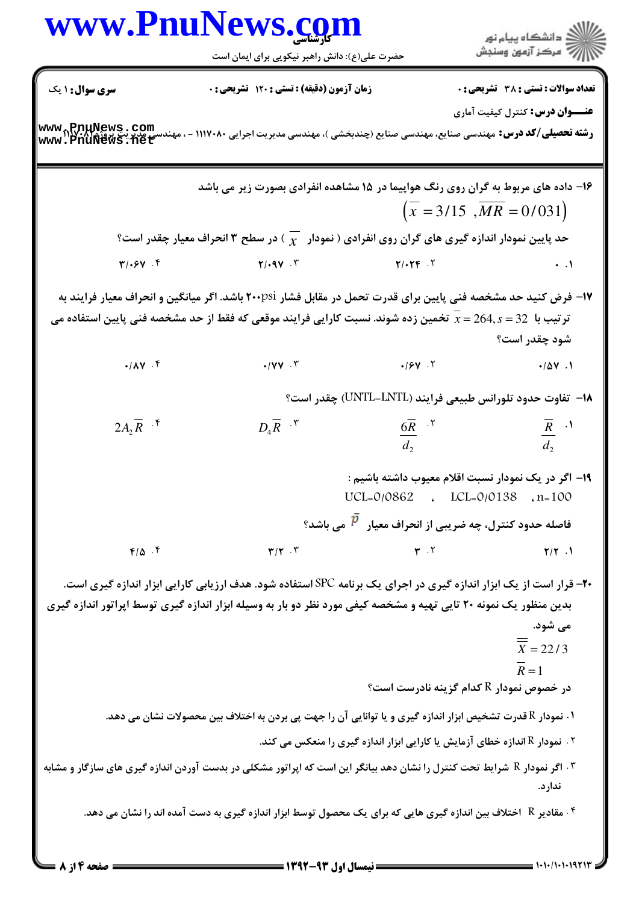**سری سوال:** ۱ یک | **زمان آزمون (دقیقه) : تستی :** ۱۲۰ **تشریحی :** ۰ | **تعداد سوالات : تستی :** ۳۸ **تشریحی :** ۰

**عنـــوان درس:** کنترل کیفیت آماری

**رشته تحصیلی/کد درس:** مهندسی صنایع، مهندسی صنایع (چندبخشی )، مهندسی مدیریت اجرایی ۱۱۱۷۰۸۰ - ، مهندسی مدیریت پروژه ۱۱۱۷۰۸۱

---

۱۶- داده های مربوط به گران روی رنگ هواپیما در ۱۵ مشاهده انفرادی بصورت زیر می باشد

$$\left(\bar{x} = 3/15 \;\; , \overline{MR} = 0/031\right)$$

حد پایین نمودار اندازه گیری های گران روی انفرادی ( نمودار $\bar{x}$ ) در سطح ۳ انحراف معیار چقدر است؟

۱. ۰

۲. ۳/۰۲۴

۳. ۳/۰۹۷

۴. ۳/۰۶۷

۱۷- فرض کنید حد مشخصه فنی پایین برای قدرت تحمل در مقابل فشار ۲۰۰psi باشد. اگر میانگین و انحراف معیار فرایند به ترتیب با $\bar{x} = 264, s = 32$ تخمین زده شوند. نسبت کارایی فرایند موقعی که فقط از حد مشخصه فنی پایین استفاده می شود چقدر است؟

۱. ۰/۵۷

۲. ۰/۶۷

۳. ۰/۷۷

۴. ۰/۸۷

۱۸- تفاوت حدود تلورانس طبیعی فرایند (UNTL–LNTL) چقدر است؟

۱. $\frac{\bar{R}}{d_2}$

۲. $\frac{6\bar{R}}{d_2}$

۳. $D_4\bar{R}$

۴. $2A_2\bar{R}$

۱۹- اگر در یک نمودار نسبت اقلام معیوب داشته باشیم :

UCL=0/0862 ، LCL=0/0138 ، n=100

فاصله حدود کنترل، چه ضریبی از انحراف معیار $\bar{p}$ می باشد؟

۱. ۲/۲

۲. ۳

۳. ۳/۲

۴. ۴/۵

۲۰- قرار است از یک ابزار اندازه گیری در اجرای یک برنامه SPC استفاده شود. هدف ارزیابی کارایی ابزار اندازه گیری است. بدین منظور یک نمونه ۲۰ تایی تهیه و مشخصه کیفی مورد نظر دو بار به وسیله ابزار اندازه گیری توسط اپراتور اندازه گیری می شود.

$$\overline{\overline{X}} = 22/3$$

$$\overline{R} = 1$$

در خصوص نمودار R کدام گزینه نادرست است؟

۱. نمودار R قدرت تشخیص ابزار اندازه گیری و یا توانایی آن را جهت پی بردن به اختلاف بین محصولات نشان می دهد.

۲. نمودار R اندازه خطای آزمایش یا کارایی ابزار اندازه گیری را منعکس می کند.

۳. اگر نمودار R شرایط تحت کنترل را نشان دهد بیانگر این است که اپراتور مشکلی در بدست آوردن اندازه گیری های سازگار و مشابه ندارد.

۴. مقادیر R اختلاف بین اندازه گیری هایی که برای یک محصول توسط ابزار اندازه گیری به دست آمده اند را نشان می دهد.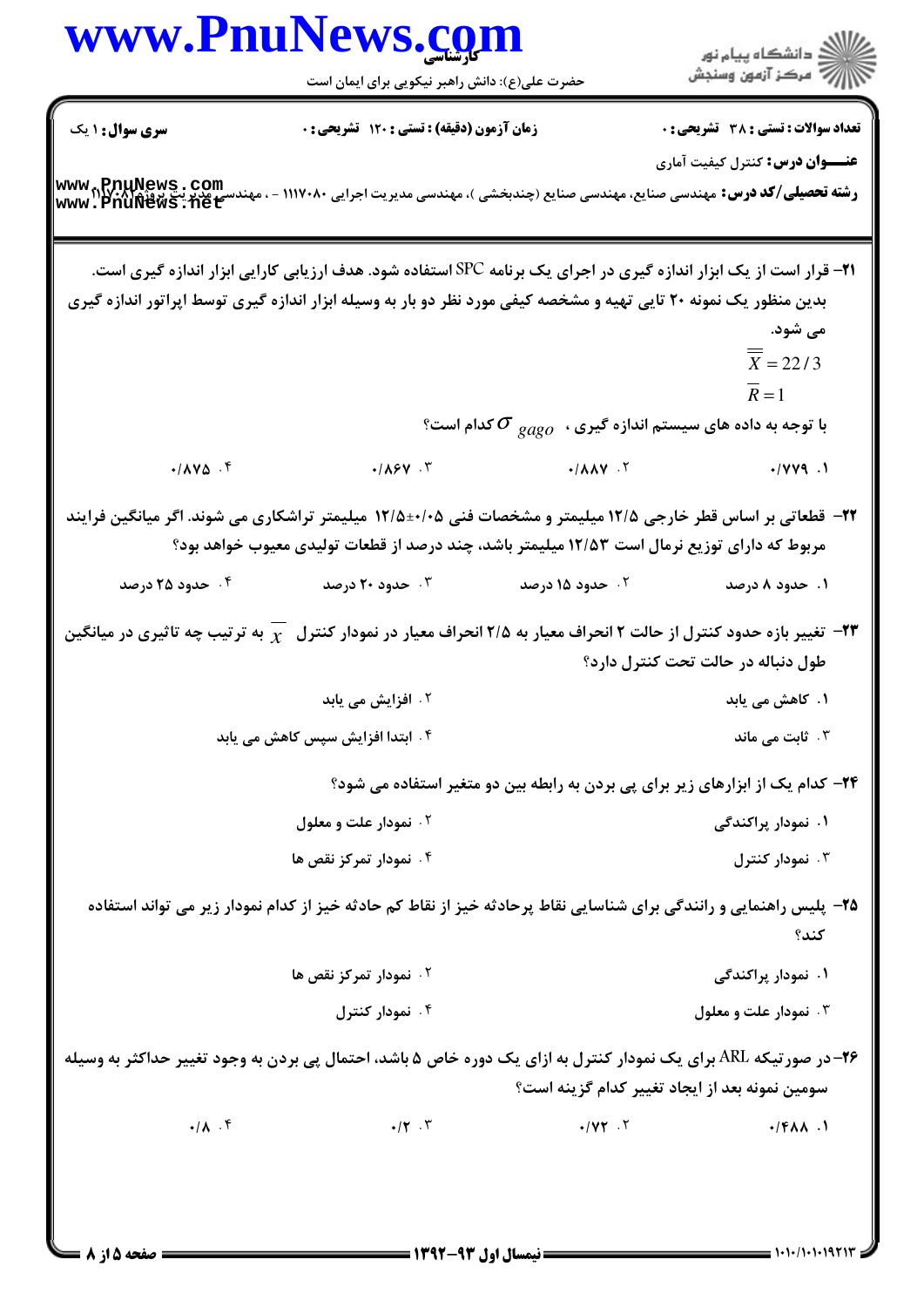**سری سوال:** ۱ یک

**زمان آزمون (دقیقه) : تستی :** ۱۲۰ **تشریحی :** ۰

**تعداد سوالات : تستی :** ۳۸ **تشریحی :** ۰

**عنـــوان درس:** کنترل کیفیت آماری

**رشته تحصیلی/کد درس:** مهندسی صنایع، مهندسی صنایع (چندبخشی )، مهندسی مدیریت اجرایی ۱۱۱۷۰۸۰ - ، مهندسی مدیریت پروژه ۱۱۲۲۰۸۱

۲۱- قرار است از یک ابزار اندازه گیری در اجرای یک برنامه SPC استفاده شود. هدف ارزیابی کارایی ابزار اندازه گیری است. بدین منظور یک نمونه ۲۰ تایی تهیه و مشخصه کیفی مورد نظر دو بار به وسیله ابزار اندازه گیری توسط اپراتور اندازه گیری می شود.

$$\overline{\overline{X}} = 22/3$$

$$\overline{R} = 1$$

با توجه به داده های سیستم اندازه گیری ، $\sigma_{gago}$ کدام است؟

۱. ۰/۷۷۹

۲. ۰/۸۸۷

۳. ۰/۸۶۷

۴. ۰/۸۷۵

۲۲- قطعاتی بر اساس قطر خارجی ۱۲/۵ میلیمتر و مشخصات فنی ۱۲/۵±۰/۰۵ میلیمتر تراشکاری می شوند. اگر میانگین فرایند مربوط که دارای توزیع نرمال است ۱۲/۵۳ میلیمتر باشد، چند درصد از قطعات تولیدی معیوب خواهد بود؟

۱. حدود ۸ درصد

۲. حدود ۱۵ درصد

۳. حدود ۲۰ درصد

۴. حدود ۲۵ درصد

۲۳- تغییر بازه حدود کنترل از حالت ۲ انحراف معیار به ۲/۵ انحراف معیار در نمودار کنترل $\overline{x}$ به ترتیب چه تاثیری در میانگین طول دنباله در حالت تحت کنترل دارد؟

۱. کاهش می یابد

۲. افزایش می یابد

۳. ثابت می ماند

۴. ابتدا افزایش سپس کاهش می یابد

۲۴- کدام یک از ابزارهای زیر برای پی بردن به رابطه بین دو متغیر استفاده می شود؟

۱. نمودار پراکندگی

۲. نمودار علت و معلول

۳. نمودار کنترل

۴. نمودار تمرکز نقص ها

۲۵- پلیس راهنمایی و رانندگی برای شناسایی نقاط پرحادثه خیز از نقاط کم حادثه خیز از کدام نمودار زیر می تواند استفاده کند؟

۱. نمودار پراکندگی

۲. نمودار تمرکز نقص ها

۳. نمودار علت و معلول

۴. نمودار کنترل

۲۶- در صورتیکه ARL برای یک نمودار کنترل به ازای یک دوره خاص ۵ باشد، احتمال پی بردن به وجود تغییر حداکثر به وسیله سومین نمونه بعد از ایجاد تغییر کدام گزینه است؟

۱. ۰/۴۸۸

۲. ۰/۷۲

۳. ۰/۲

۴. ۰/۸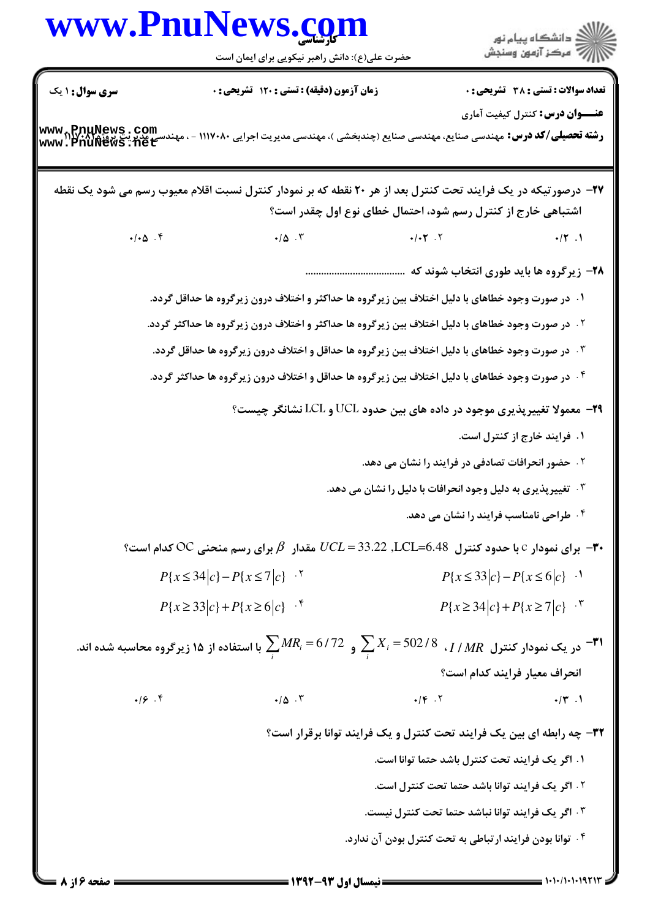**سری سوال:** ۱ یک

**زمان آزمون (دقیقه) : تستی : ۱۲۰ تشریحی : ۰**

**تعداد سوالات : تستی : ۳۸ تشریحی : ۰**

**عنـــوان درس:** کنترل کیفیت آماری

**رشته تحصیلی/کد درس:** مهندسی صنایع، مهندسی صنایع (چندبخشی )، مهندسی مدیریت اجرایی ۱۱۱۷۰۸۰ - ، مهندسی مدیریت پروژه ۱۱۲۲۰۸۱

---

**۲۷- درصورتیکه در یک فرایند تحت کنترل بعد از هر ۲۰ نقطه که بر نمودار کنترل نسبت اقلام معیوب رسم می شود یک نقطه اشتباهی خارج از کنترل رسم شود، احتمال خطای نوع اول چقدر است؟**

۱. ۰/۲

۲. ۰/۰۲

۳. ۰/۵

۴. ۰/۰۵

**۲۸- زیرگروه ها باید طوری انتخاب شوند که ......................................**

۱. در صورت وجود خطاهای با دلیل اختلاف بین زیرگروه ها حداکثر و اختلاف درون زیرگروه ها حداقل گردد.

۲. در صورت وجود خطاهای با دلیل اختلاف بین زیرگروه ها حداکثر و اختلاف درون زیرگروه ها حداکثر گردد.

۳. در صورت وجود خطاهای با دلیل اختلاف بین زیرگروه ها حداقل و اختلاف درون زیرگروه ها حداقل گردد.

۴. در صورت وجود خطاهای با دلیل اختلاف بین زیرگروه ها حداقل و اختلاف درون زیرگروه ها حداکثر گردد.

**۲۹- معمولا تغییرپذیری موجود در داده های بین حدود UCL و LCL نشانگر چیست؟**

۱. فرایند خارج از کنترل است.

۲. حضور انحرافات تصادفی در فرایند را نشان می دهد.

۳. تغییرپذیری به دلیل وجود انحرافات با دلیل را نشان می دهد.

۴. طراحی نامناسب فرایند را نشان می دهد.

**۳۰- برای نمودار c با حدود کنترل LCL=6.48 ,$UCL = 33.22$ مقدار $\beta$ برای رسم منحنی OC کدام است؟**

۱. $P\{x \le 33|c\} - P\{x \le 6|c\}$

۲. $P\{x \le 34|c\} - P\{x \le 7|c\}$

۳. $P\{x \ge 34|c\} + P\{x \ge 7|c\}$

۴. $P\{x \ge 33|c\} + P\{x \ge 6|c\}$

**۳۱- در یک نمودار کنترل $I / MR$ ، $\sum_i X_i = 502/8$ و $\sum_i MR_i = 6/72$ با استفاده از ۱۵ زیرگروه محاسبه شده اند. انحراف معیار فرایند کدام است؟**

۱. ۰/۳

۲. ۰/۴

۳. ۰/۵

۴. ۰/۶

**۳۲- چه رابطه ای بین یک فرایند تحت کنترل و یک فرایند توانا برقرار است؟**

۱. اگر یک فرایند تحت کنترل باشد حتما توانا است.

۲. اگر یک فرایند توانا باشد حتما تحت کنترل است.

۳. اگر یک فرایند توانا نباشد حتما تحت کنترل نیست.

۴. توانا بودن فرایند ارتباطی به تحت کنترل بودن آن ندارد.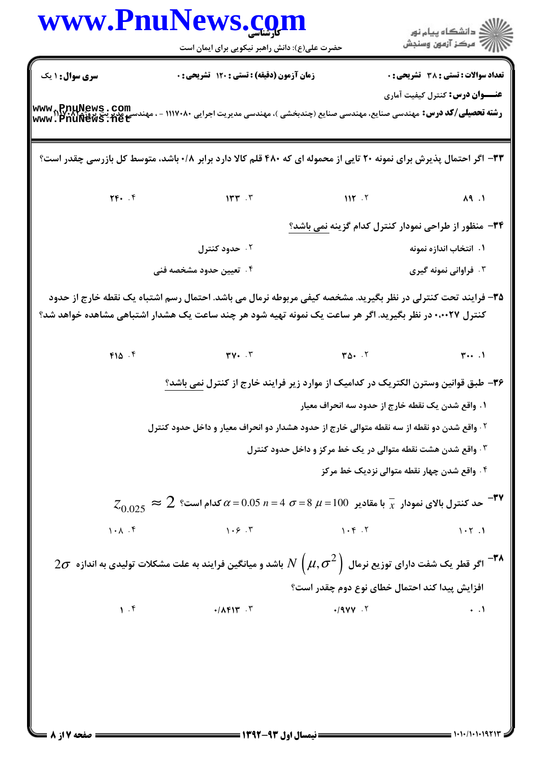**سری سوال:** ۱ یک | **زمان آزمون (دقیقه) : تستی :** ۱۲۰ **تشریحی :** ۰ | **تعداد سوالات : تستی :** ۳۸ **تشریحی :** ۰

**عنـــوان درس:** کنترل کیفیت آماری

**رشته تحصیلی/کد درس:** مهندسی صنایع، مهندسی صنایع (چندبخشی )، مهندسی مدیریت اجرایی ۱۱۱۷۰۸۰ - ، مهندسی مدیریت پروژه ۱۱۱۷۰۸۱

۳۳- اگر احتمال پذیرش برای نمونه ۲۰ تایی از محموله ای که ۴۸۰ قلم کالا دارد برابر ۰/۸ باشد، متوسط کل بازرسی چقدر است؟

۱. ۸۹
۲. ۱۱۲
۳. ۱۳۳
۴. ۲۴۰

۳۴- منظور از طراحی نمودار کنترل کدام گزینه نمی باشد؟

۱. انتخاب اندازه نمونه
۲. حدود کنترل
۳. فراوانی نمونه گیری
۴. تعیین حدود مشخصه فنی

۳۵- فرایند تحت کنترلی در نظر بگیرید. مشخصه کیفی مربوطه نرمال می باشد. احتمال رسم اشتباه یک نقطه خارج از حدود کنترل ۰،۰۰۲۷ در نظر بگیرید. اگر هر ساعت یک نمونه تهیه شود هر چند ساعت یک هشدار اشتباهی مشاهده خواهد شد؟

۱. ۳۰۰
۲. ۳۵۰
۳. ۳۷۰
۴. ۴۱۵

۳۶- طبق قوانین وسترن الکتریک در کدامیک از موارد زیر فرایند خارج از کنترل نمی باشد؟

۱. واقع شدن یک نقطه خارج از حدود سه انحراف معیار
۲. واقع شدن دو نقطه از سه نقطه متوالی خارج از حدود هشدار دو انحراف معیار و داخل حدود کنترل
۳. واقع شدن هشت نقطه متوالی در یک خط مرکز و داخل حدود کنترل
۴. واقع شدن چهار نقطه متوالی نزدیک خط مرکز

۳۷- حد کنترل بالای نمودار $\bar{x}$ با مقادیر $\mu = 100$ $\sigma = 8$ $n = 4$ $\alpha = 0.05$ کدام است؟ $z_{0.025} \approx 2$

۱. ۱۰۲
۲. ۱۰۴
۳. ۱۰۶
۴. ۱۰۸

۳۸- اگر قطر یک شفت دارای توزیع نرمال $N\left(\mu, \sigma^2\right)$ باشد و میانگین فرایند به علت مشکلات تولیدی به اندازه $2\sigma$ افزایش پیدا کند احتمال خطای نوع دوم چقدر است؟

۱. ۰
۲. ۰/۹۷۷
۳. ۰/۸۴۱۳
۴. ۱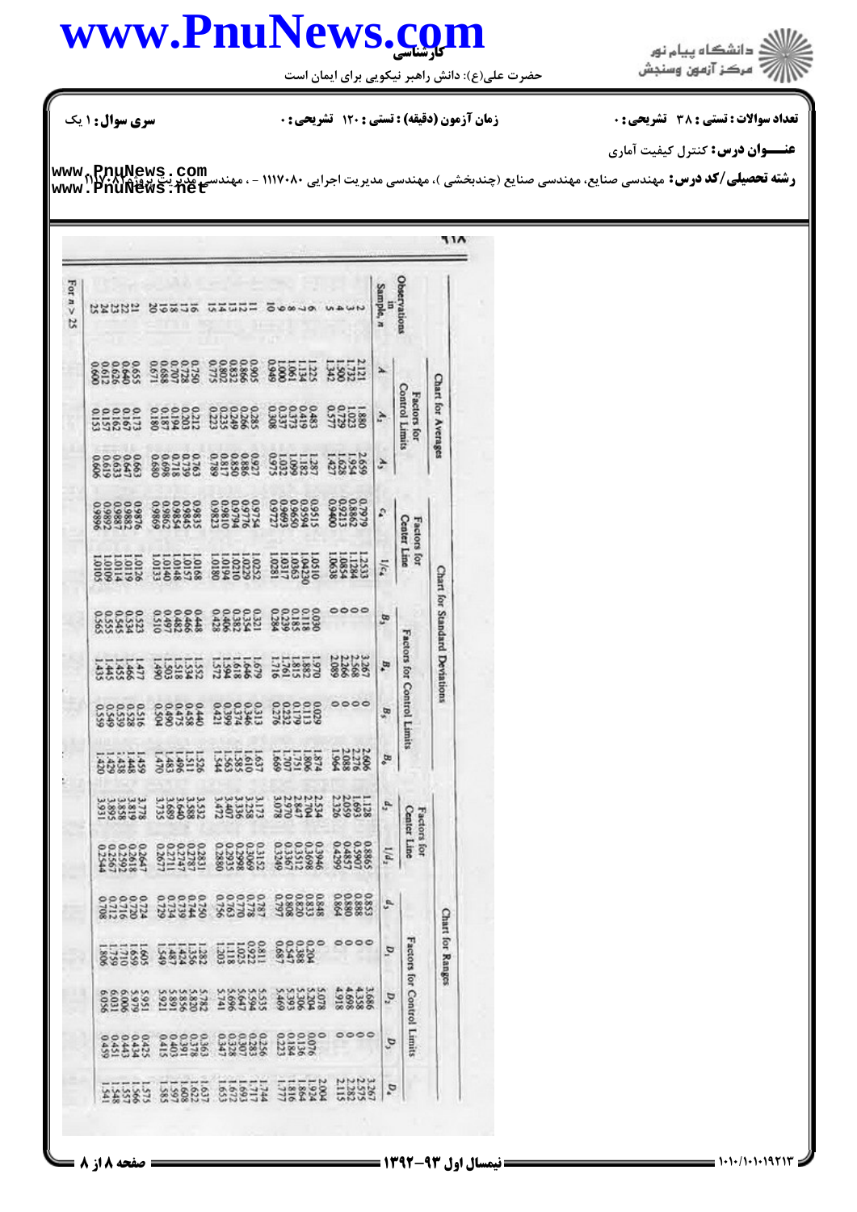| Observations in Sample, $n$ | Chart for Averages | | | Chart for Standard Deviations | | | | | | | Chart for Ranges | | | | | | |
|---|---|---|---|---|---|---|---|---|---|---|---|---|---|---|---|---|---|
| | Factors for Control Limits | | | Factors for Center Line | | Factors for Control Limits | | | | | Factors for Center Line | | | Factors for Control Limits | | | |
| | $A$ | $A_2$ | $A_3$ | $c_4$ | $1/c_4$ | $B_3$ | $B_4$ | $B_5$ | $B_6$ | | $d_2$ | $1/d_2$ | $d_3$ | $D_1$ | $D_2$ | $D_3$ | $D_4$ |
| 2 | 2.121 | 1.880 | 2.659 | 0.7979 | 1.2533 | 0 | 3.267 | 0 | 2.606 | | 1.128 | 0.8865 | 0.853 | 0 | 3.686 | 0 | 3.267 |
| 3 | 1.732 | 1.023 | 1.954 | 0.8862 | 1.1284 | 0 | 2.568 | 0 | 2.276 | | 1.693 | 0.5907 | 0.888 | 0 | 4.358 | 0 | 2.574 |
| 4 | 1.500 | 0.729 | 1.628 | 0.9213 | 1.0854 | 0 | 2.266 | 0 | 2.088 | | 2.059 | 0.4857 | 0.880 | 0 | 4.698 | 0 | 2.282 |
| 5 | 1.342 | 0.577 | 1.427 | 0.9400 | 1.0638 | 0 | 2.089 | 0 | 1.964 | | 2.326 | 0.4299 | 0.864 | 0 | 4.918 | 0 | 2.115 |
| 6 | 1.225 | 0.483 | 1.287 | 0.9515 | 1.0510 | 0.030 | 1.970 | 0.029 | 1.874 | | 2.534 | 0.3946 | 0.848 | 0 | 5.078 | 0 | 2.004 |
| 7 | 1.134 | 0.419 | 1.182 | 0.9594 | 1.0423 | 0.118 | 1.882 | 0.113 | 1.806 | | 2.704 | 0.3698 | 0.833 | 0.204 | 5.204 | 0.076 | 1.924 |
| 8 | 1.061 | 0.373 | 1.099 | 0.9650 | 1.0363 | 0.185 | 1.815 | 0.179 | 1.751 | | 2.847 | 0.3512 | 0.820 | 0.388 | 5.306 | 0.136 | 1.864 |
| 9 | 1.000 | 0.337 | 1.032 | 0.9693 | 1.0317 | 0.239 | 1.761 | 0.232 | 1.707 | | 2.970 | 0.3367 | 0.808 | 0.547 | 5.393 | 0.184 | 1.816 |
| 10 | 0.949 | 0.308 | 0.975 | 0.9727 | 1.0281 | 0.284 | 1.716 | 0.276 | 1.669 | | 3.078 | 0.3249 | 0.797 | 0.687 | 5.469 | 0.223 | 1.777 |
| 11 | 0.905 | 0.285 | 0.927 | 0.9754 | 1.0252 | 0.321 | 1.679 | 0.313 | 1.637 | | 3.173 | 0.3152 | 0.787 | 0.811 | 5.535 | 0.256 | 1.744 |
| 12 | 0.866 | 0.266 | 0.886 | 0.9776 | 1.0229 | 0.354 | 1.646 | 0.346 | 1.610 | | 3.258 | 0.3069 | 0.778 | 0.922 | 5.594 | 0.283 | 1.717 |
| 13 | 0.832 | 0.249 | 0.850 | 0.9794 | 1.0210 | 0.382 | 1.618 | 0.374 | 1.585 | | 3.336 | 0.2998 | 0.770 | 1.025 | 5.647 | 0.307 | 1.693 |
| 14 | 0.802 | 0.235 | 0.817 | 0.9810 | 1.0194 | 0.406 | 1.594 | 0.399 | 1.563 | | 3.407 | 0.2935 | 0.763 | 1.118 | 5.696 | 0.328 | 1.672 |
| 15 | 0.775 | 0.223 | 0.789 | 0.9823 | 1.0180 | 0.428 | 1.572 | 0.421 | 1.544 | | 3.472 | 0.2880 | 0.756 | 1.203 | 5.741 | 0.347 | 1.653 |
| 16 | 0.750 | 0.212 | 0.763 | 0.9835 | 1.0168 | 0.448 | 1.552 | 0.440 | 1.526 | | 3.532 | 0.2831 | 0.750 | 1.282 | 5.782 | 0.363 | 1.637 |
| 17 | 0.728 | 0.203 | 0.739 | 0.9845 | 1.0157 | 0.466 | 1.534 | 0.458 | 1.511 | | 3.588 | 0.2787 | 0.744 | 1.356 | 5.820 | 0.378 | 1.622 |
| 18 | 0.707 | 0.194 | 0.718 | 0.9854 | 1.0148 | 0.482 | 1.518 | 0.475 | 1.496 | | 3.640 | 0.2747 | 0.739 | 1.424 | 5.856 | 0.391 | 1.608 |
| 19 | 0.688 | 0.187 | 0.698 | 0.9862 | 1.0140 | 0.497 | 1.503 | 0.490 | 1.483 | | 3.689 | 0.2711 | 0.734 | 1.487 | 5.891 | 0.403 | 1.597 |
| 20 | 0.671 | 0.180 | 0.680 | 0.9869 | 1.0133 | 0.510 | 1.490 | 0.504 | 1.470 | | 3.735 | 0.2677 | 0.729 | 1.549 | 5.921 | 0.415 | 1.585 |
| 21 | 0.655 | 0.173 | 0.663 | 0.9876 | 1.0126 | 0.523 | 1.477 | 0.516 | 1.459 | | 3.778 | 0.2647 | 0.724 | 1.605 | 5.951 | 0.425 | 1.575 |
| 22 | 0.640 | 0.167 | 0.647 | 0.9882 | 1.0119 | 0.534 | 1.466 | 0.528 | 1.448 | | 3.819 | 0.2618 | 0.720 | 1.659 | 5.979 | 0.434 | 1.566 |
| 23 | 0.626 | 0.162 | 0.633 | 0.9887 | 1.0114 | 0.545 | 1.455 | 0.539 | 1.438 | | 3.858 | 0.2592 | 0.716 | 1.710 | 6.006 | 0.443 | 1.557 |
| 24 | 0.612 | 0.157 | 0.619 | 0.9892 | 1.0109 | 0.555 | 1.445 | 0.549 | 1.429 | | 3.895 | 0.2567 | 0.712 | 1.759 | 6.031 | 0.451 | 1.548 |
| 25 | 0.600 | 0.153 | 0.606 | 0.9896 | 1.0105 | 0.565 | 1.435 | 0.559 | 1.420 | | 3.931 | 0.2544 | 0.708 | 1.806 | 6.056 | 0.459 | 1.541 |

For $n > 25$